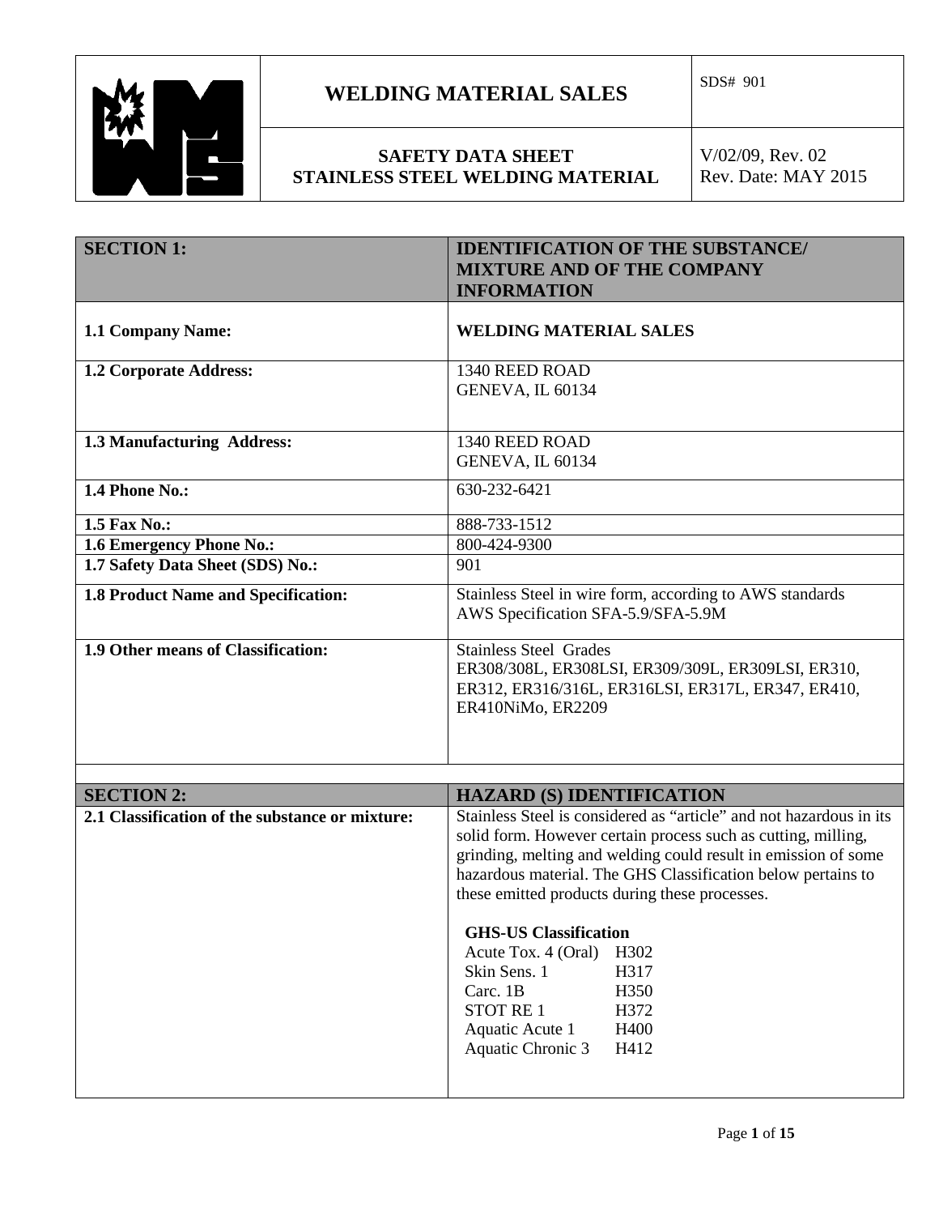| WELDING MATERIAL SALES | SDS# 901 |
|---|---|
| **SAFETY DATA SHEET STAINLESS STEEL WELDING MATERIAL** | V/02/09, Rev. 02 Rev. Date: MAY 2015 |

| **SECTION 1:** | **IDENTIFICATION OF THE SUBSTANCE/ MIXTURE AND OF THE COMPANY INFORMATION** |
|---|---|
| **1.1 Company Name:** | **WELDING MATERIAL SALES** |
| **1.2 Corporate Address:** | 1340 REED ROAD<br>GENEVA, IL 60134 |
| **1.3 Manufacturing Address:** | 1340 REED ROAD<br>GENEVA, IL 60134 |
| **1.4 Phone No.:** | 630-232-6421 |
| **1.5 Fax No.:** | 888-733-1512 |
| **1.6 Emergency Phone No.:** | 800-424-9300 |
| **1.7 Safety Data Sheet (SDS) No.:** | 901 |
| **1.8 Product Name and Specification:** | Stainless Steel in wire form, according to AWS standards<br>AWS Specification SFA-5.9/SFA-5.9M |
| **1.9 Other means of Classification:** | Stainless Steel Grades<br>ER308/308L, ER308LSI, ER309/309L, ER309LSI, ER310, ER312, ER316/316L, ER316LSI, ER317L, ER347, ER410, ER410NiMo, ER2209 |

| **SECTION 2:** | **HAZARD (S) IDENTIFICATION** |
|---|---|
| **2.1 Classification of the substance or mixture:** | Stainless Steel is considered as "article" and not hazardous in its solid form. However certain process such as cutting, milling, grinding, melting and welding could result in emission of some hazardous material. The GHS Classification below pertains to these emitted products during these processes.<br><br>**GHS-US Classification**<br>Acute Tox. 4 (Oral) H302<br>Skin Sens. 1 H317<br>Carc. 1B H350<br>STOT RE 1 H372<br>Aquatic Acute 1 H400<br>Aquatic Chronic 3 H412 |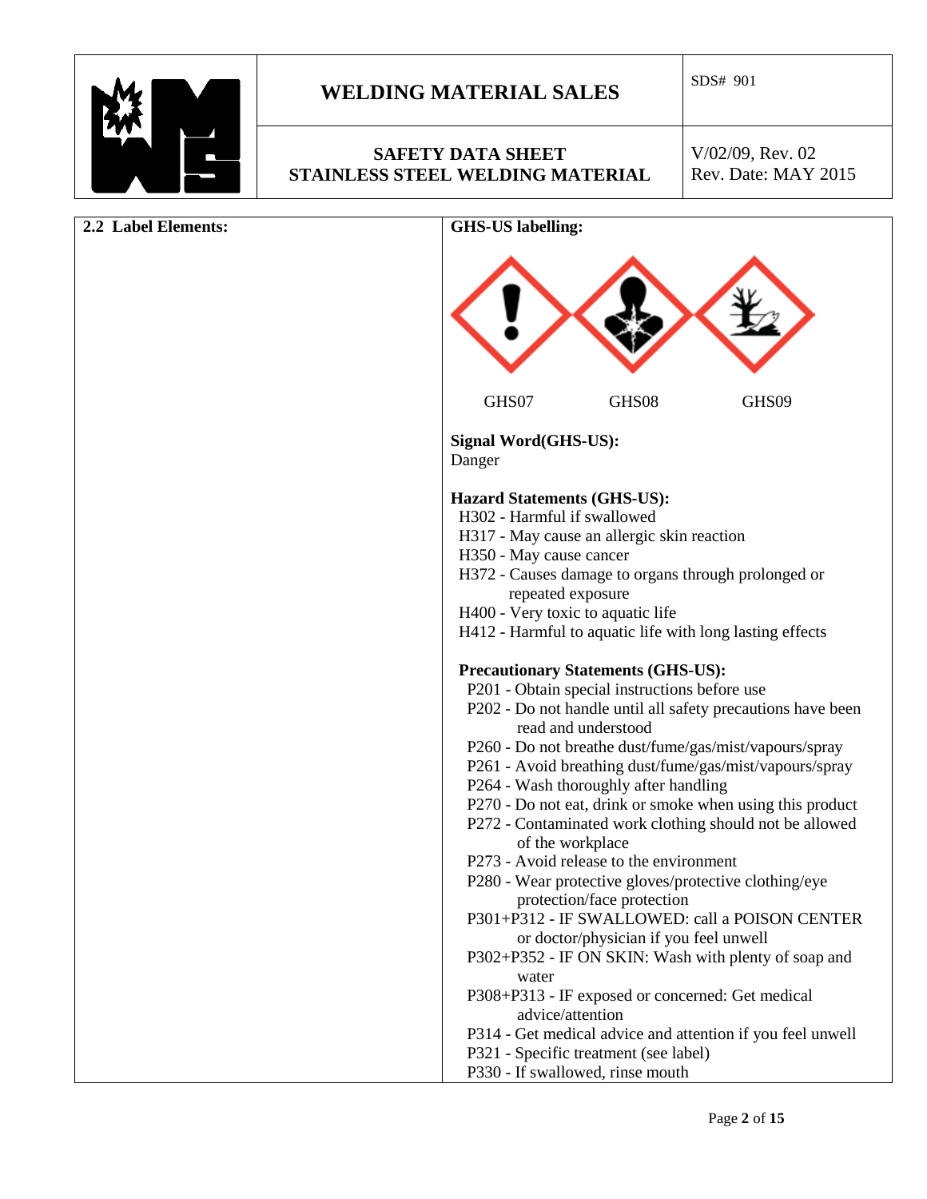## 2.2 Label Elements:

**GHS-US labelling:**

GHS07 GHS08 GHS09

**Signal Word(GHS-US):**
Danger

**Hazard Statements (GHS-US):**

- H302 - Harmful if swallowed
- H317 - May cause an allergic skin reaction
- H350 - May cause cancer
- H372 - Causes damage to organs through prolonged or repeated exposure
- H400 - Very toxic to aquatic life
- H412 - Harmful to aquatic life with long lasting effects

**Precautionary Statements (GHS-US):**

- P201 - Obtain special instructions before use
- P202 - Do not handle until all safety precautions have been read and understood
- P260 - Do not breathe dust/fume/gas/mist/vapours/spray
- P261 - Avoid breathing dust/fume/gas/mist/vapours/spray
- P264 - Wash thoroughly after handling
- P270 - Do not eat, drink or smoke when using this product
- P272 - Contaminated work clothing should not be allowed of the workplace
- P273 - Avoid release to the environment
- P280 - Wear protective gloves/protective clothing/eye protection/face protection
- P301+P312 - IF SWALLOWED: call a POISON CENTER or doctor/physician if you feel unwell
- P302+P352 - IF ON SKIN: Wash with plenty of soap and water
- P308+P313 - IF exposed or concerned: Get medical advice/attention
- P314 - Get medical advice and attention if you feel unwell
- P321 - Specific treatment (see label)
- P330 - If swallowed, rinse mouth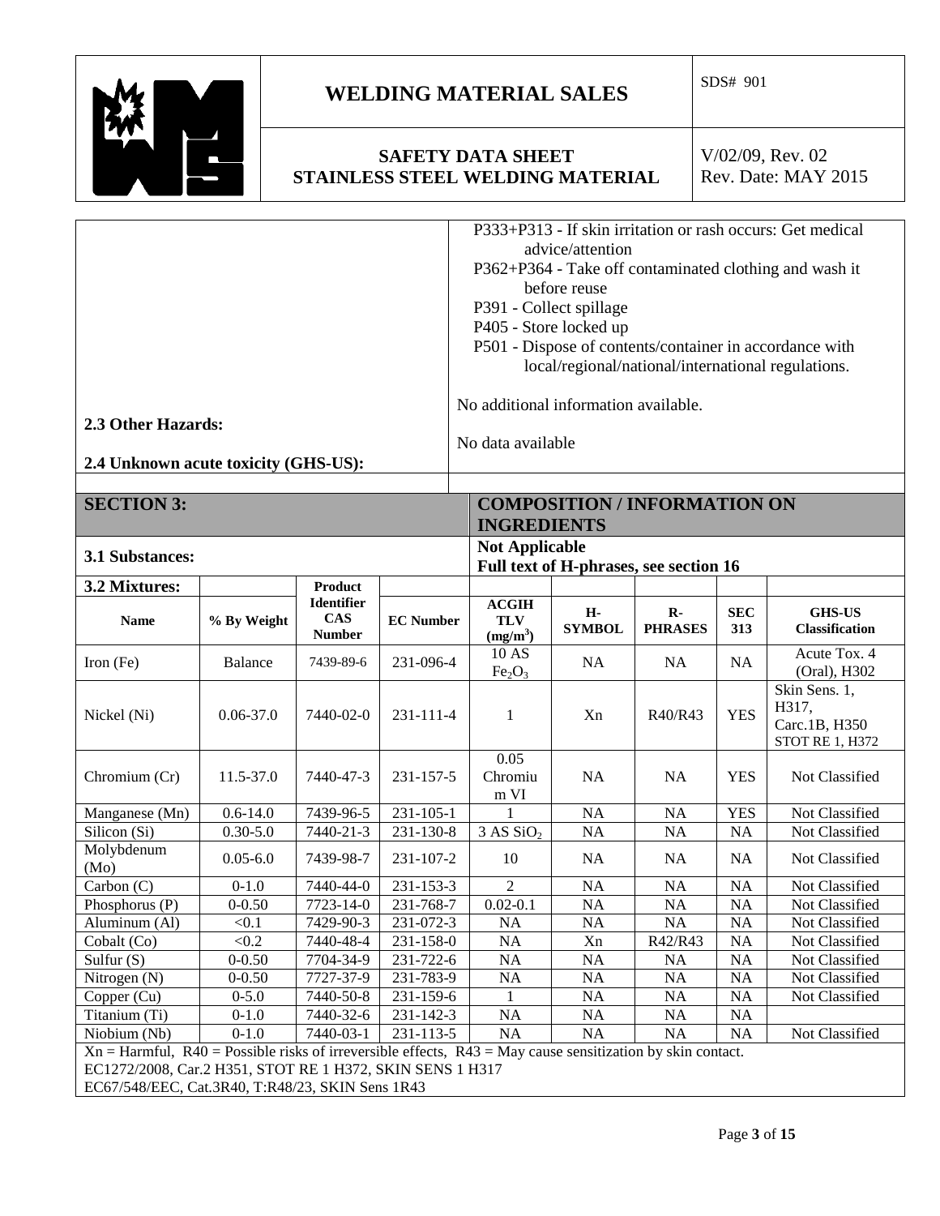P333+P313 - If skin irritation or rash occurs: Get medical advice/attention
P362+P364 - Take off contaminated clothing and wash it before reuse
P391 - Collect spillage
P405 - Store locked up
P501 - Dispose of contents/container in accordance with local/regional/national/international regulations.

**2.3 Other Hazards:** No additional information available.

**2.4 Unknown acute toxicity (GHS-US):** No data available

## SECTION 3: COMPOSITION / INFORMATION ON INGREDIENTS

**3.1 Substances:** **Not Applicable**
**Full text of H-phrases, see section 16**

**3.2 Mixtures:**

| Name | % By Weight | Product Identifier CAS Number | EC Number | ACGIH TLV ($mg/m^3$) | H-SYMBOL | R-PHRASES | SEC 313 | GHS-US Classification |
|---|---|---|---|---|---|---|---|---|
| Iron (Fe) | Balance | 7439-89-6 | 231-096-4 | 10 AS $Fe_2O_3$ | NA | NA | NA | Acute Tox. 4 (Oral), H302 |
| Nickel (Ni) | 0.06-37.0 | 7440-02-0 | 231-111-4 | 1 | Xn | R40/R43 | YES | Skin Sens. 1, H317, Carc.1B, H350 STOT RE 1, H372 |
| Chromium (Cr) | 11.5-37.0 | 7440-47-3 | 231-157-5 | 0.05 Chromium VI | NA | NA | YES | Not Classified |
| Manganese (Mn) | 0.6-14.0 | 7439-96-5 | 231-105-1 | 1 | NA | NA | YES | Not Classified |
| Silicon (Si) | 0.30-5.0 | 7440-21-3 | 231-130-8 | 3 AS $SiO_2$ | NA | NA | NA | Not Classified |
| Molybdenum (Mo) | 0.05-6.0 | 7439-98-7 | 231-107-2 | 10 | NA | NA | NA | Not Classified |
| Carbon (C) | 0-1.0 | 7440-44-0 | 231-153-3 | 2 | NA | NA | NA | Not Classified |
| Phosphorus (P) | 0-0.50 | 7723-14-0 | 231-768-7 | 0.02-0.1 | NA | NA | NA | Not Classified |
| Aluminum (Al) | <0.1 | 7429-90-3 | 231-072-3 | NA | NA | NA | NA | Not Classified |
| Cobalt (Co) | <0.2 | 7440-48-4 | 231-158-0 | NA | Xn | R42/R43 | NA | Not Classified |
| Sulfur (S) | 0-0.50 | 7704-34-9 | 231-722-6 | NA | NA | NA | NA | Not Classified |
| Nitrogen (N) | 0-0.50 | 7727-37-9 | 231-783-9 | NA | NA | NA | NA | Not Classified |
| Copper (Cu) | 0-5.0 | 7440-50-8 | 231-159-6 | 1 | NA | NA | NA | Not Classified |
| Titanium (Ti) | 0-1.0 | 7440-32-6 | 231-142-3 | NA | NA | NA | NA | |
| Niobium (Nb) | 0-1.0 | 7440-03-1 | 231-113-5 | NA | NA | NA | NA | Not Classified |

Xn = Harmful, R40 = Possible risks of irreversible effects, R43 = May cause sensitization by skin contact.
EC1272/2008, Car.2 H351, STOT RE 1 H372, SKIN SENS 1 H317
EC67/548/EEC, Cat.3R40, T:R48/23, SKIN Sens 1R43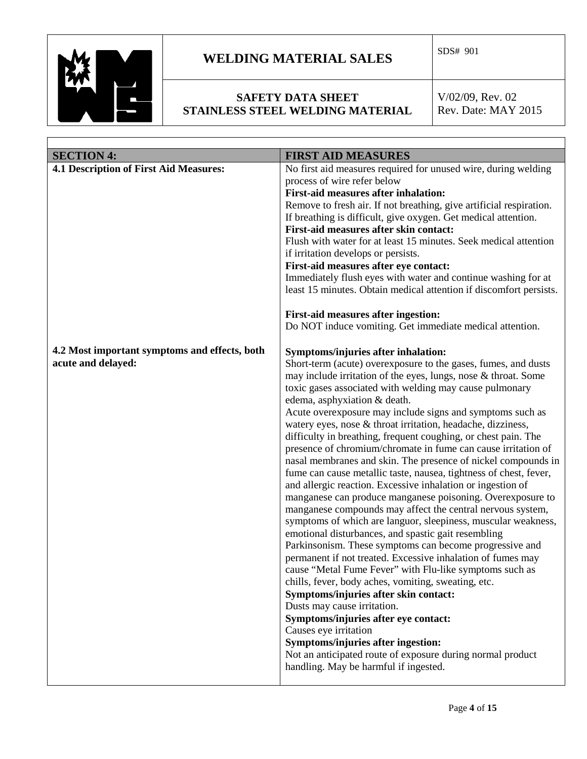| SECTION 4: | FIRST AID MEASURES |
|---|---|
| **4.1 Description of First Aid Measures:** | No first aid measures required for unused wire, during welding process of wire refer below<br>**First-aid measures after inhalation:**<br>Remove to fresh air. If not breathing, give artificial respiration. If breathing is difficult, give oxygen. Get medical attention.<br>**First-aid measures after skin contact:**<br>Flush with water for at least 15 minutes. Seek medical attention if irritation develops or persists.<br>**First-aid measures after eye contact:**<br>Immediately flush eyes with water and continue washing for at least 15 minutes. Obtain medical attention if discomfort persists.<br><br>**First-aid measures after ingestion:**<br>Do NOT induce vomiting. Get immediate medical attention. |
| **4.2 Most important symptoms and effects, both acute and delayed:** | **Symptoms/injuries after inhalation:**<br>Short-term (acute) overexposure to the gases, fumes, and dusts may include irritation of the eyes, lungs, nose & throat. Some toxic gases associated with welding may cause pulmonary edema, asphyxiation & death.<br>Acute overexposure may include signs and symptoms such as watery eyes, nose & throat irritation, headache, dizziness, difficulty in breathing, frequent coughing, or chest pain. The presence of chromium/chromate in fume can cause irritation of nasal membranes and skin. The presence of nickel compounds in fume can cause metallic taste, nausea, tightness of chest, fever, and allergic reaction. Excessive inhalation or ingestion of manganese can produce manganese poisoning. Overexposure to manganese compounds may affect the central nervous system, symptoms of which are languor, sleepiness, muscular weakness, emotional disturbances, and spastic gait resembling Parkinsonism. These symptoms can become progressive and permanent if not treated. Excessive inhalation of fumes may cause "Metal Fume Fever" with Flu-like symptoms such as chills, fever, body aches, vomiting, sweating, etc.<br>**Symptoms/injuries after skin contact:**<br>Dusts may cause irritation.<br>**Symptoms/injuries after eye contact:**<br>Causes eye irritation<br>**Symptoms/injuries after ingestion:**<br>Not an anticipated route of exposure during normal product handling. May be harmful if ingested. |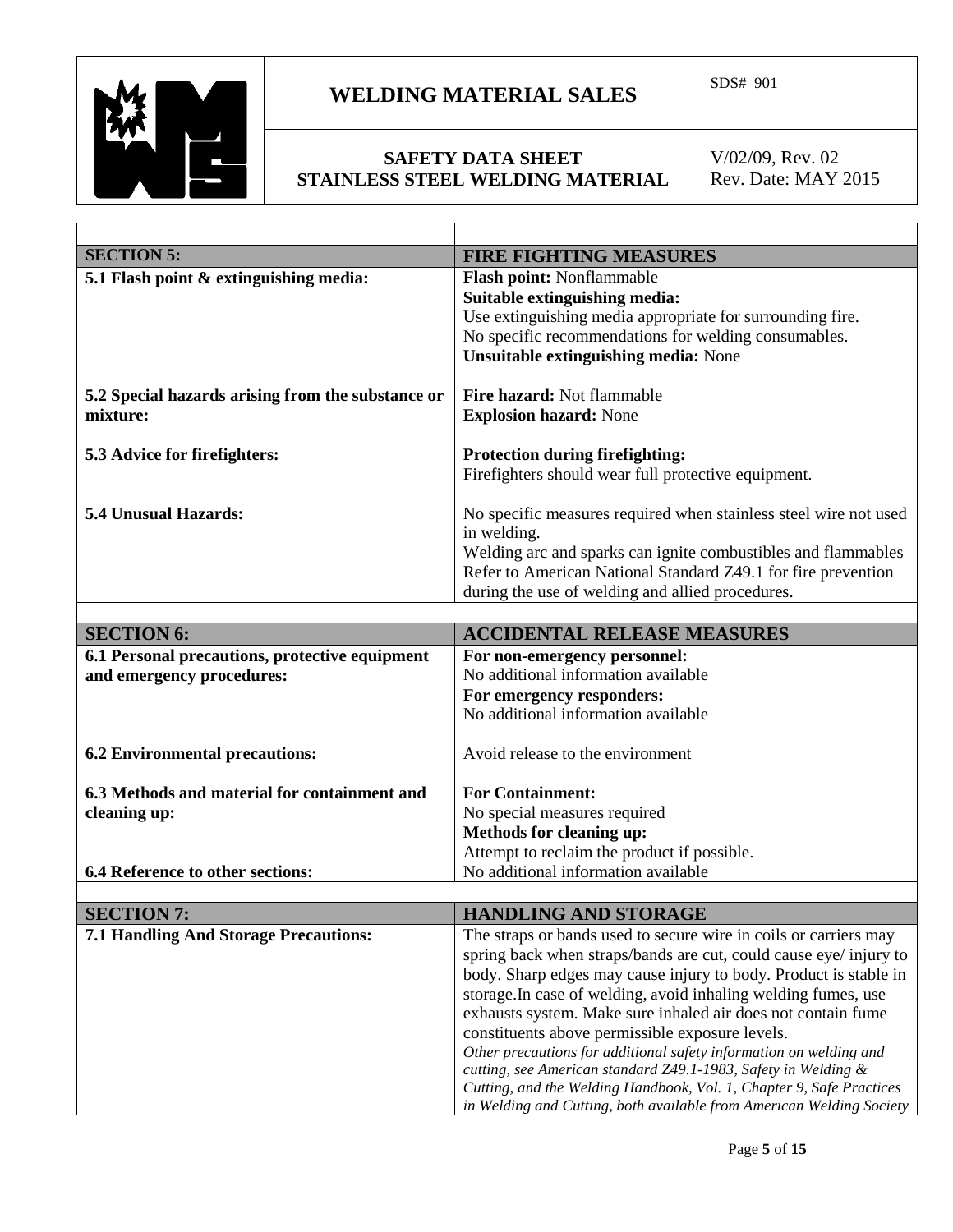| SECTION 5: | FIRE FIGHTING MEASURES |
|---|---|
| **5.1 Flash point & extinguishing media:** | **Flash point:** Nonflammable<br>**Suitable extinguishing media:**<br>Use extinguishing media appropriate for surrounding fire.<br>No specific recommendations for welding consumables.<br>**Unsuitable extinguishing media:** None |
| **5.2 Special hazards arising from the substance or mixture:** | **Fire hazard:** Not flammable<br>**Explosion hazard:** None |
| **5.3 Advice for firefighters:** | **Protection during firefighting:**<br>Firefighters should wear full protective equipment. |
| **5.4 Unusual Hazards:** | No specific measures required when stainless steel wire not used in welding.<br>Welding arc and sparks can ignite combustibles and flammables<br>Refer to American National Standard Z49.1 for fire prevention during the use of welding and allied procedures. |

| SECTION 6: | ACCIDENTAL RELEASE MEASURES |
|---|---|
| **6.1 Personal precautions, protective equipment and emergency procedures:** | **For non-emergency personnel:**<br>No additional information available<br>**For emergency responders:**<br>No additional information available |
| **6.2 Environmental precautions:** | Avoid release to the environment |
| **6.3 Methods and material for containment and cleaning up:** | **For Containment:**<br>No special measures required<br>**Methods for cleaning up:**<br>Attempt to reclaim the product if possible. |
| **6.4 Reference to other sections:** | No additional information available |

| SECTION 7: | HANDLING AND STORAGE |
|---|---|
| **7.1 Handling And Storage Precautions:** | The straps or bands used to secure wire in coils or carriers may spring back when straps/bands are cut, could cause eye/ injury to body. Sharp edges may cause injury to body. Product is stable in storage.In case of welding, avoid inhaling welding fumes, use exhausts system. Make sure inhaled air does not contain fume constituents above permissible exposure levels.<br>*Other precautions for additional safety information on welding and cutting, see American standard Z49.1-1983, Safety in Welding & Cutting, and the Welding Handbook, Vol. 1, Chapter 9, Safe Practices in Welding and Cutting, both available from American Welding Society* |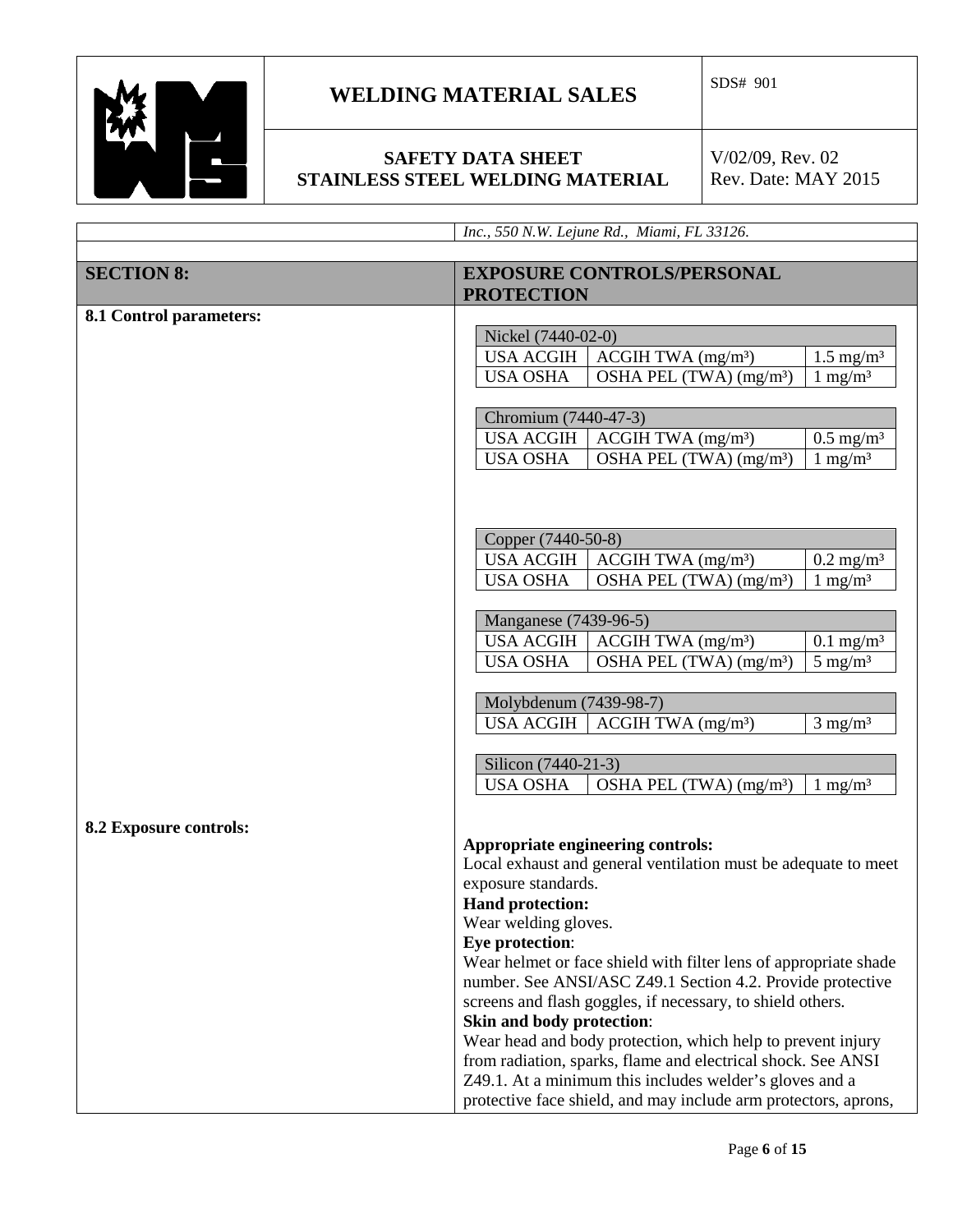*Inc., 550 N.W. Lejune Rd., Miami, FL 33126.*

## SECTION 8: EXPOSURE CONTROLS/PERSONAL PROTECTION

**8.1 Control parameters:**

| Nickel (7440-02-0) | | |
|---|---|---|
| USA ACGIH | ACGIH TWA (mg/m³) | 1.5 mg/m³ |
| USA OSHA | OSHA PEL (TWA) (mg/m³) | 1 mg/m³ |

| Chromium (7440-47-3) | | |
|---|---|---|
| USA ACGIH | ACGIH TWA (mg/m³) | 0.5 mg/m³ |
| USA OSHA | OSHA PEL (TWA) (mg/m³) | 1 mg/m³ |

| Copper (7440-50-8) | | |
|---|---|---|
| USA ACGIH | ACGIH TWA (mg/m³) | 0.2 mg/m³ |
| USA OSHA | OSHA PEL (TWA) (mg/m³) | 1 mg/m³ |

| Manganese (7439-96-5) | | |
|---|---|---|
| USA ACGIH | ACGIH TWA (mg/m³) | 0.1 mg/m³ |
| USA OSHA | OSHA PEL (TWA) (mg/m³) | 5 mg/m³ |

| Molybdenum (7439-98-7) | | |
|---|---|---|
| USA ACGIH | ACGIH TWA (mg/m³) | 3 mg/m³ |

| Silicon (7440-21-3) | | |
|---|---|---|
| USA OSHA | OSHA PEL (TWA) (mg/m³) | 1 mg/m³ |

**8.2 Exposure controls:**

**Appropriate engineering controls:**
Local exhaust and general ventilation must be adequate to meet exposure standards.

**Hand protection:**
Wear welding gloves.

**Eye protection**:
Wear helmet or face shield with filter lens of appropriate shade number. See ANSI/ASC Z49.1 Section 4.2. Provide protective screens and flash goggles, if necessary, to shield others.

**Skin and body protection**:
Wear head and body protection, which help to prevent injury from radiation, sparks, flame and electrical shock. See ANSI Z49.1. At a minimum this includes welder's gloves and a protective face shield, and may include arm protectors, aprons,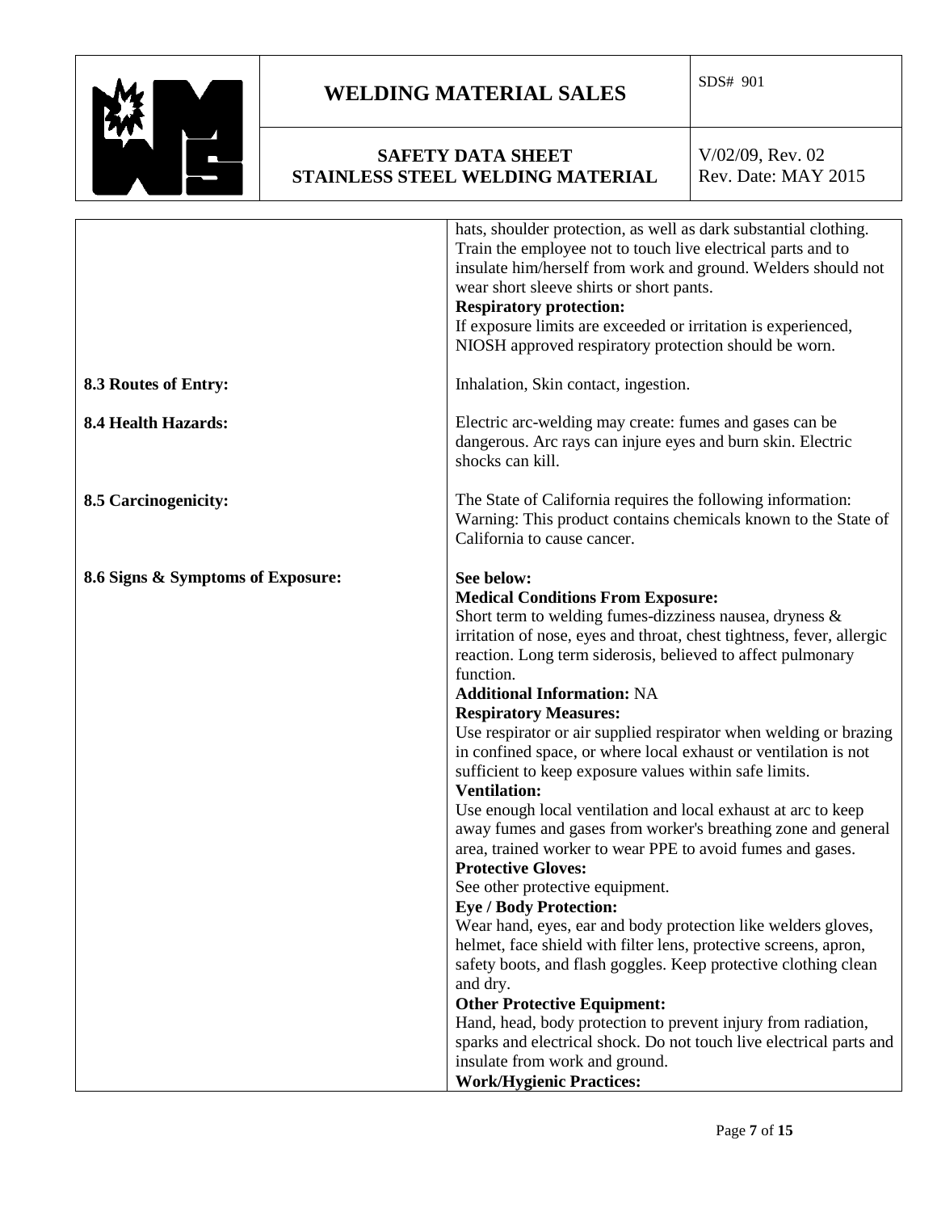| | |
|---|---|
| | hats, shoulder protection, as well as dark substantial clothing. Train the employee not to touch live electrical parts and to insulate him/herself from work and ground. Welders should not wear short sleeve shirts or short pants.<br>**Respiratory protection:**<br>If exposure limits are exceeded or irritation is experienced, NIOSH approved respiratory protection should be worn. |
| **8.3 Routes of Entry:** | Inhalation, Skin contact, ingestion. |
| **8.4 Health Hazards:** | Electric arc-welding may create: fumes and gases can be dangerous. Arc rays can injure eyes and burn skin. Electric shocks can kill. |
| **8.5 Carcinogenicity:** | The State of California requires the following information: Warning: This product contains chemicals known to the State of California to cause cancer. |
| **8.6 Signs & Symptoms of Exposure:** | **See below:**<br>**Medical Conditions From Exposure:**<br>Short term to welding fumes-dizziness nausea, dryness & irritation of nose, eyes and throat, chest tightness, fever, allergic reaction. Long term siderosis, believed to affect pulmonary function.<br>**Additional Information:** NA<br>**Respiratory Measures:**<br>Use respirator or air supplied respirator when welding or brazing in confined space, or where local exhaust or ventilation is not sufficient to keep exposure values within safe limits.<br>**Ventilation:**<br>Use enough local ventilation and local exhaust at arc to keep away fumes and gases from worker's breathing zone and general area, trained worker to wear PPE to avoid fumes and gases.<br>**Protective Gloves:**<br>See other protective equipment.<br>**Eye / Body Protection:**<br>Wear hand, eyes, ear and body protection like welders gloves, helmet, face shield with filter lens, protective screens, apron, safety boots, and flash goggles. Keep protective clothing clean and dry.<br>**Other Protective Equipment:**<br>Hand, head, body protection to prevent injury from radiation, sparks and electrical shock. Do not touch live electrical parts and insulate from work and ground.<br>**Work/Hygienic Practices:** |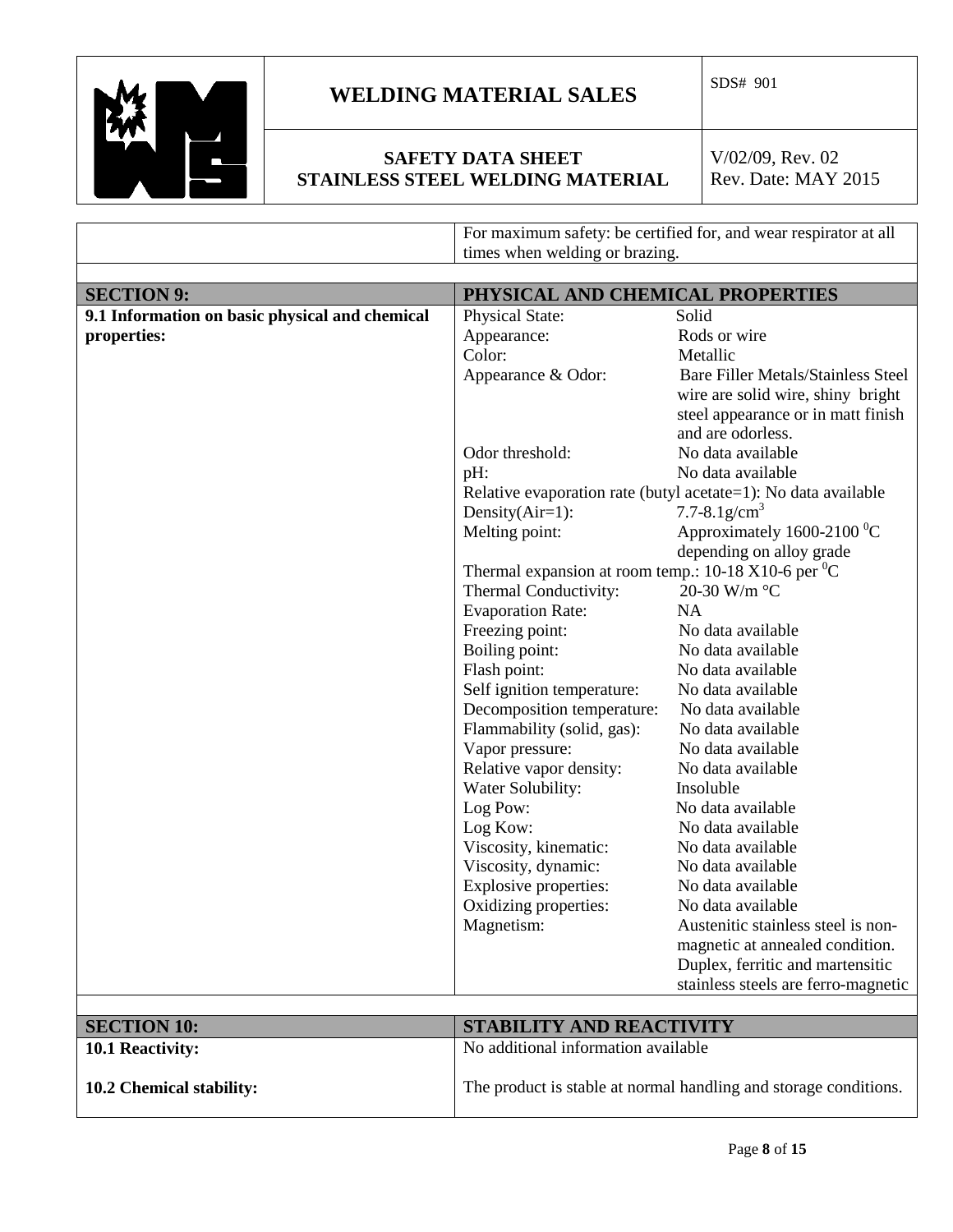| | |
|---|---|
| | For maximum safety: be certified for, and wear respirator at all times when welding or brazing. |

| **SECTION 9:** | **PHYSICAL AND CHEMICAL PROPERTIES** |
|---|---|
| **9.1 Information on basic physical and chemical properties:** | Physical State: Solid<br>Appearance: Rods or wire<br>Color: Metallic<br>Appearance & Odor: Bare Filler Metals/Stainless Steel wire are solid wire, shiny bright steel appearance or in matt finish and are odorless.<br>Odor threshold: No data available<br>pH: No data available<br>Relative evaporation rate (butyl acetate=1): No data available<br>Density(Air=1): 7.7-8.1g/$cm^3$<br>Melting point: Approximately 1600-2100 $^0$C depending on alloy grade<br>Thermal expansion at room temp.: 10-18 X10-6 per $^0$C<br>Thermal Conductivity: 20-30 W/m °C<br>Evaporation Rate: NA<br>Freezing point: No data available<br>Boiling point: No data available<br>Flash point: No data available<br>Self ignition temperature: No data available<br>Decomposition temperature: No data available<br>Flammability (solid, gas): No data available<br>Vapor pressure: No data available<br>Relative vapor density: No data available<br>Water Solubility: Insoluble<br>Log Pow: No data available<br>Log Kow: No data available<br>Viscosity, kinematic: No data available<br>Viscosity, dynamic: No data available<br>Explosive properties: No data available<br>Oxidizing properties: No data available<br>Magnetism: Austenitic stainless steel is non-magnetic at annealed condition. Duplex, ferritic and martensitic stainless steels are ferro-magnetic |

| **SECTION 10:** | **STABILITY AND REACTIVITY** |
|---|---|
| **10.1 Reactivity:** | No additional information available |
| **10.2 Chemical stability:** | The product is stable at normal handling and storage conditions. |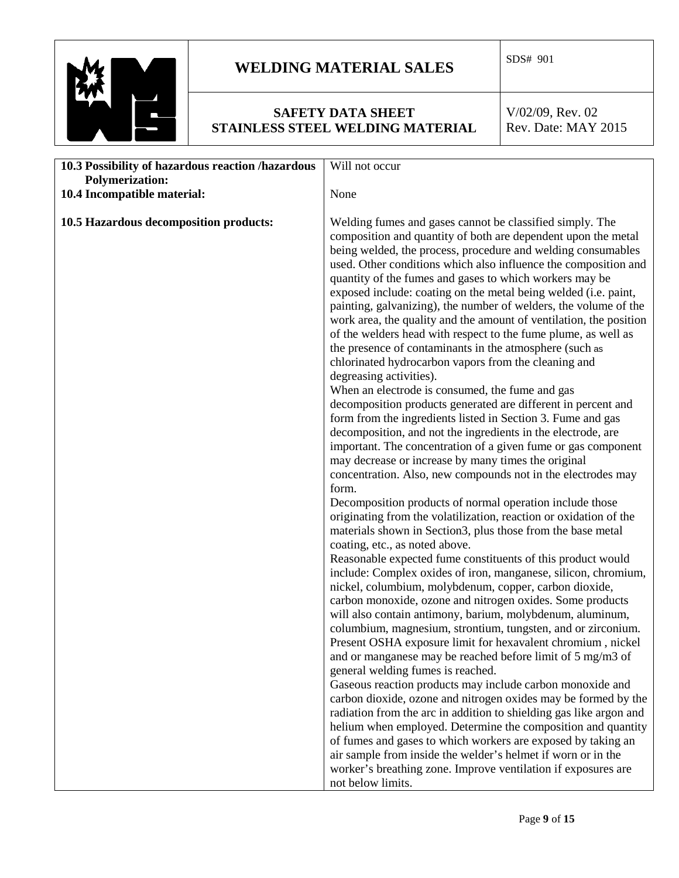| | |
|---|---|
| **10.3 Possibility of hazardous reaction /hazardous Polymerization:** | Will not occur |
| **10.4 Incompatible material:** | None |
| **10.5 Hazardous decomposition products:** | Welding fumes and gases cannot be classified simply. The composition and quantity of both are dependent upon the metal being welded, the process, procedure and welding consumables used. Other conditions which also influence the composition and quantity of the fumes and gases to which workers may be exposed include: coating on the metal being welded (i.e. paint, painting, galvanizing), the number of welders, the volume of the work area, the quality and the amount of ventilation, the position of the welders head with respect to the fume plume, as well as the presence of contaminants in the atmosphere (such as chlorinated hydrocarbon vapors from the cleaning and degreasing activities).<br>When an electrode is consumed, the fume and gas decomposition products generated are different in percent and form from the ingredients listed in Section 3. Fume and gas decomposition, and not the ingredients in the electrode, are important. The concentration of a given fume or gas component may decrease or increase by many times the original concentration. Also, new compounds not in the electrodes may form.<br>Decomposition products of normal operation include those originating from the volatilization, reaction or oxidation of the materials shown in Section3, plus those from the base metal coating, etc., as noted above.<br>Reasonable expected fume constituents of this product would include: Complex oxides of iron, manganese, silicon, chromium, nickel, columbium, molybdenum, copper, carbon dioxide, carbon monoxide, ozone and nitrogen oxides. Some products will also contain antimony, barium, molybdenum, aluminum, columbium, magnesium, strontium, tungsten, and or zirconium. Present OSHA exposure limit for hexavalent chromium , nickel and or manganese may be reached before limit of 5 mg/m3 of general welding fumes is reached.<br>Gaseous reaction products may include carbon monoxide and carbon dioxide, ozone and nitrogen oxides may be formed by the radiation from the arc in addition to shielding gas like argon and helium when employed. Determine the composition and quantity of fumes and gases to which workers are exposed by taking an air sample from inside the welder's helmet if worn or in the worker's breathing zone. Improve ventilation if exposures are not below limits. |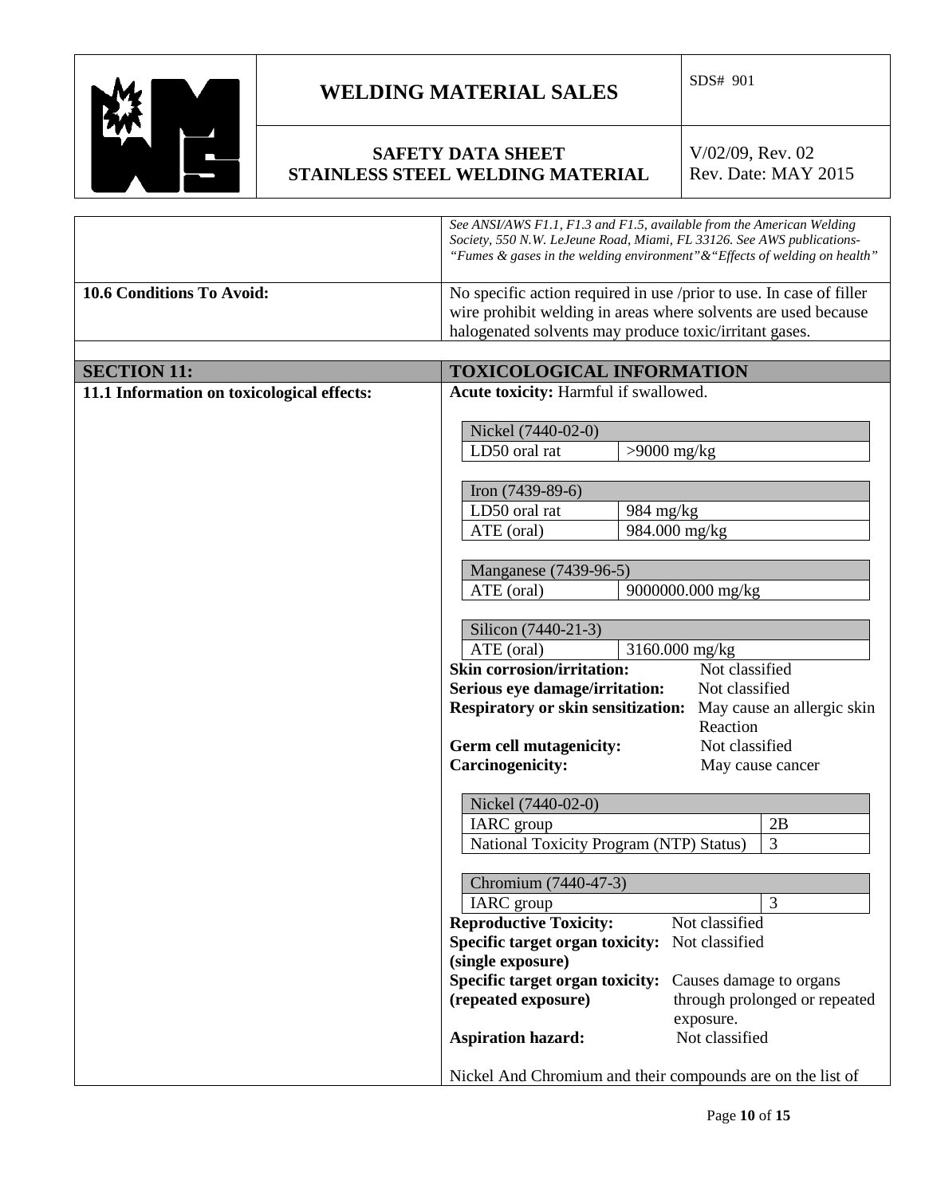| | |
|---|---|
| | *See ANSI/AWS F1.1, F1.3 and F1.5, available from the American Welding Society, 550 N.W. LeJeune Road, Miami, FL 33126. See AWS publications- "Fumes & gases in the welding environment"&"Effects of welding on health"* |
| **10.6 Conditions To Avoid:** | No specific action required in use /prior to use. In case of filler wire prohibit welding in areas where solvents are used because halogenated solvents may produce toxic/irritant gases. |

| **SECTION 11:** | **TOXICOLOGICAL INFORMATION** |
|---|---|

**11.1 Information on toxicological effects:**

**Acute toxicity:** Harmful if swallowed.

| Nickel (7440-02-0) | |
|---|---|
| LD50 oral rat | >9000 mg/kg |

| Iron (7439-89-6) | |
|---|---|
| LD50 oral rat | 984 mg/kg |
| ATE (oral) | 984.000 mg/kg |

| Manganese (7439-96-5) | |
|---|---|
| ATE (oral) | 9000000.000 mg/kg |

| Silicon (7440-21-3) | |
|---|---|
| ATE (oral) | 3160.000 mg/kg |

**Skin corrosion/irritation:** Not classified
**Serious eye damage/irritation:** Not classified
**Respiratory or skin sensitization:** May cause an allergic skin Reaction
**Germ cell mutagenicity:** Not classified
**Carcinogenicity:** May cause cancer

| Nickel (7440-02-0) | |
|---|---|
| IARC group | 2B |
| National Toxicity Program (NTP) Status) | 3 |

| Chromium (7440-47-3) | |
|---|---|
| IARC group | 3 |

**Reproductive Toxicity:** Not classified
**Specific target organ toxicity: (single exposure)** Not classified
**Specific target organ toxicity: (repeated exposure)** Causes damage to organs through prolonged or repeated exposure.
**Aspiration hazard:** Not classified

Nickel And Chromium and their compounds are on the list of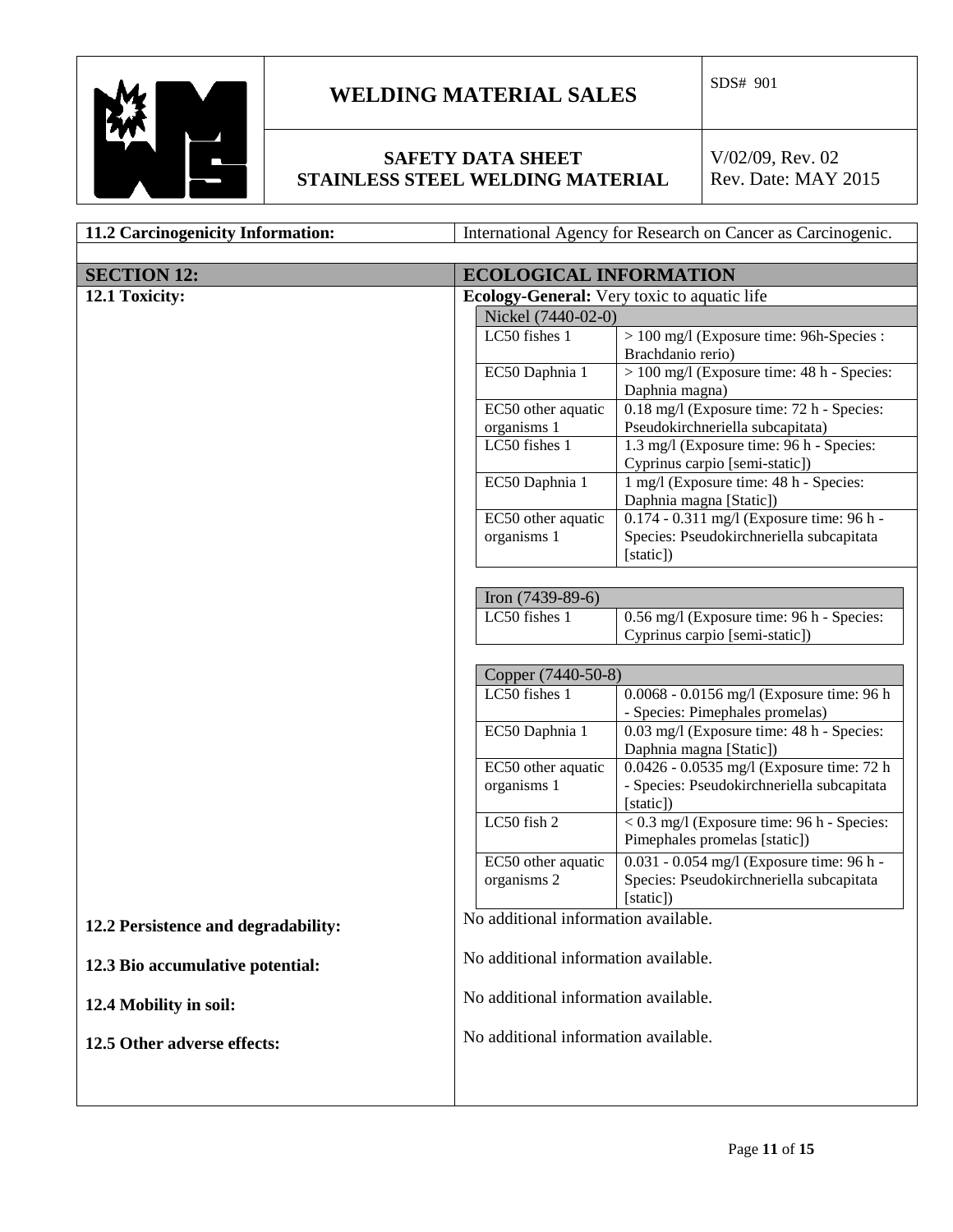| | |
|---|---|
| **11.2 Carcinogenicity Information:** | International Agency for Research on Cancer as Carcinogenic. |

## SECTION 12: ECOLOGICAL INFORMATION

**12.1 Toxicity:**

**Ecology-General:** Very toxic to aquatic life

| Nickel (7440-02-0) | |
|---|---|
| LC50 fishes 1 | > 100 mg/l (Exposure time: 96h-Species : Brachdanio rerio) |
| EC50 Daphnia 1 | > 100 mg/l (Exposure time: 48 h - Species: Daphnia magna) |
| EC50 other aquatic organisms 1 | 0.18 mg/l (Exposure time: 72 h - Species: Pseudokirchneriella subcapitata) |
| LC50 fishes 1 | 1.3 mg/l (Exposure time: 96 h - Species: Cyprinus carpio [semi-static]) |
| EC50 Daphnia 1 | 1 mg/l (Exposure time: 48 h - Species: Daphnia magna [Static]) |
| EC50 other aquatic organisms 1 | 0.174 - 0.311 mg/l (Exposure time: 96 h - Species: Pseudokirchneriella subcapitata [static]) |

| Iron (7439-89-6) | |
|---|---|
| LC50 fishes 1 | 0.56 mg/l (Exposure time: 96 h - Species: Cyprinus carpio [semi-static]) |

| Copper (7440-50-8) | |
|---|---|
| LC50 fishes 1 | 0.0068 - 0.0156 mg/l (Exposure time: 96 h - Species: Pimephales promelas) |
| EC50 Daphnia 1 | 0.03 mg/l (Exposure time: 48 h - Species: Daphnia magna [Static]) |
| EC50 other aquatic organisms 1 | 0.0426 - 0.0535 mg/l (Exposure time: 72 h - Species: Pseudokirchneriella subcapitata [static]) |
| LC50 fish 2 | < 0.3 mg/l (Exposure time: 96 h - Species: Pimephales promelas [static]) |
| EC50 other aquatic organisms 2 | 0.031 - 0.054 mg/l (Exposure time: 96 h - Species: Pseudokirchneriella subcapitata [static]) |

**12.2 Persistence and degradability:** No additional information available.

**12.3 Bio accumulative potential:** No additional information available.

**12.4 Mobility in soil:** No additional information available.

**12.5 Other adverse effects:** No additional information available.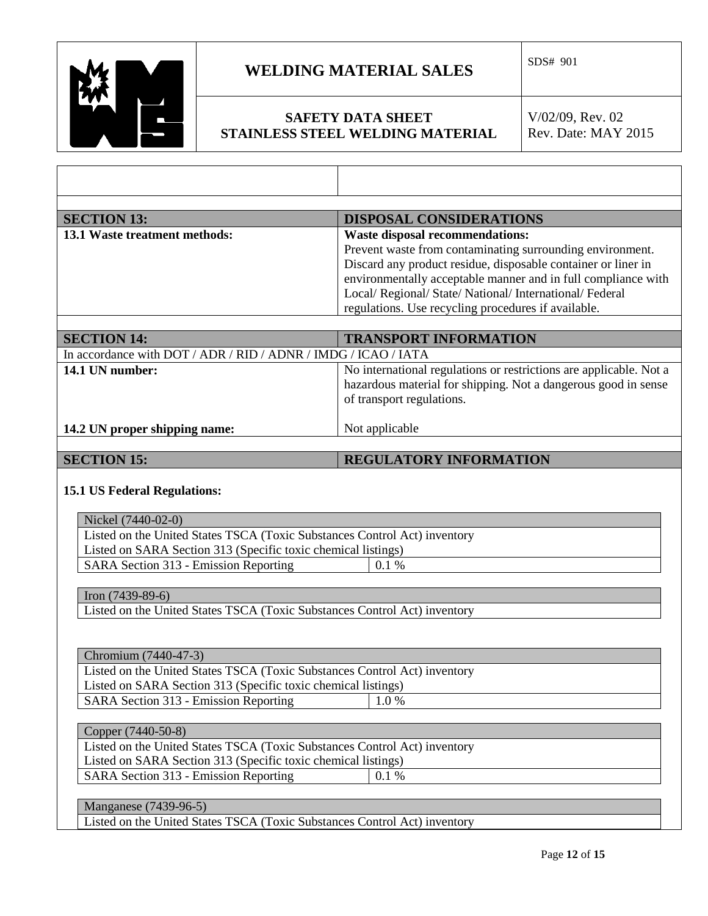## SECTION 13: DISPOSAL CONSIDERATIONS

| | |
|---|---|
| **13.1 Waste treatment methods:** | **Waste disposal recommendations:** Prevent waste from contaminating surrounding environment. Discard any product residue, disposable container or liner in environmentally acceptable manner and in full compliance with Local/ Regional/ State/ National/ International/ Federal regulations. Use recycling procedures if available. |

## SECTION 14: TRANSPORT INFORMATION

In accordance with DOT / ADR / RID / ADNR / IMDG / ICAO / IATA

| | |
|---|---|
| **14.1 UN number:** | No international regulations or restrictions are applicable. Not a hazardous material for shipping. Not a dangerous good in sense of transport regulations. |
| **14.2 UN proper shipping name:** | Not applicable |

## SECTION 15: REGULATORY INFORMATION

### 15.1 US Federal Regulations:

| Nickel (7440-02-0) | |
|---|---|
| Listed on the United States TSCA (Toxic Substances Control Act) inventory | |
| Listed on SARA Section 313 (Specific toxic chemical listings) | |
| SARA Section 313 - Emission Reporting | 0.1 % |

| Iron (7439-89-6) |
|---|
| Listed on the United States TSCA (Toxic Substances Control Act) inventory |

| Chromium (7440-47-3) | |
|---|---|
| Listed on the United States TSCA (Toxic Substances Control Act) inventory | |
| Listed on SARA Section 313 (Specific toxic chemical listings) | |
| SARA Section 313 - Emission Reporting | 1.0 % |

| Copper (7440-50-8) | |
|---|---|
| Listed on the United States TSCA (Toxic Substances Control Act) inventory | |
| Listed on SARA Section 313 (Specific toxic chemical listings) | |
| SARA Section 313 - Emission Reporting | 0.1 % |

| Manganese (7439-96-5) |
|---|
| Listed on the United States TSCA (Toxic Substances Control Act) inventory |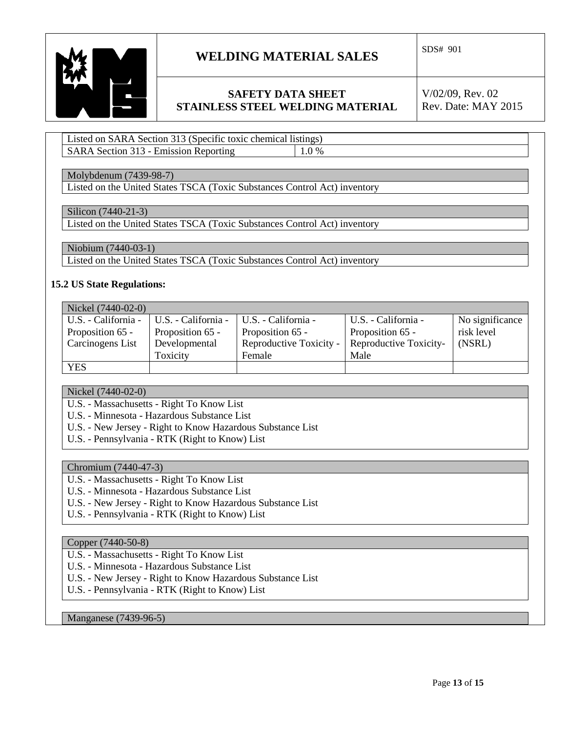| Listed on SARA Section 313 (Specific toxic chemical listings) | |
|---|---|
| SARA Section 313 - Emission Reporting | 1.0 % |

| Molybdenum (7439-98-7) |
|---|
| Listed on the United States TSCA (Toxic Substances Control Act) inventory |

| Silicon (7440-21-3) |
|---|
| Listed on the United States TSCA (Toxic Substances Control Act) inventory |

| Niobium (7440-03-1) |
|---|
| Listed on the United States TSCA (Toxic Substances Control Act) inventory |

### 15.2 US State Regulations:

| Nickel (7440-02-0) | | | | |
|---|---|---|---|---|
| U.S. - California - Proposition 65 - Carcinogens List | U.S. - California - Proposition 65 - Developmental Toxicity | U.S. - California - Proposition 65 - Reproductive Toxicity - Female | U.S. - California - Proposition 65 - Reproductive Toxicity- Male | No significance risk level (NSRL) |
| YES | | | | |

| Nickel (7440-02-0) |
|---|
| U.S. - Massachusetts - Right To Know List<br>U.S. - Minnesota - Hazardous Substance List<br>U.S. - New Jersey - Right to Know Hazardous Substance List<br>U.S. - Pennsylvania - RTK (Right to Know) List |

| Chromium (7440-47-3) |
|---|
| U.S. - Massachusetts - Right To Know List<br>U.S. - Minnesota - Hazardous Substance List<br>U.S. - New Jersey - Right to Know Hazardous Substance List<br>U.S. - Pennsylvania - RTK (Right to Know) List |

| Copper (7440-50-8) |
|---|
| U.S. - Massachusetts - Right To Know List<br>U.S. - Minnesota - Hazardous Substance List<br>U.S. - New Jersey - Right to Know Hazardous Substance List<br>U.S. - Pennsylvania - RTK (Right to Know) List |

| Manganese (7439-96-5) |
|---|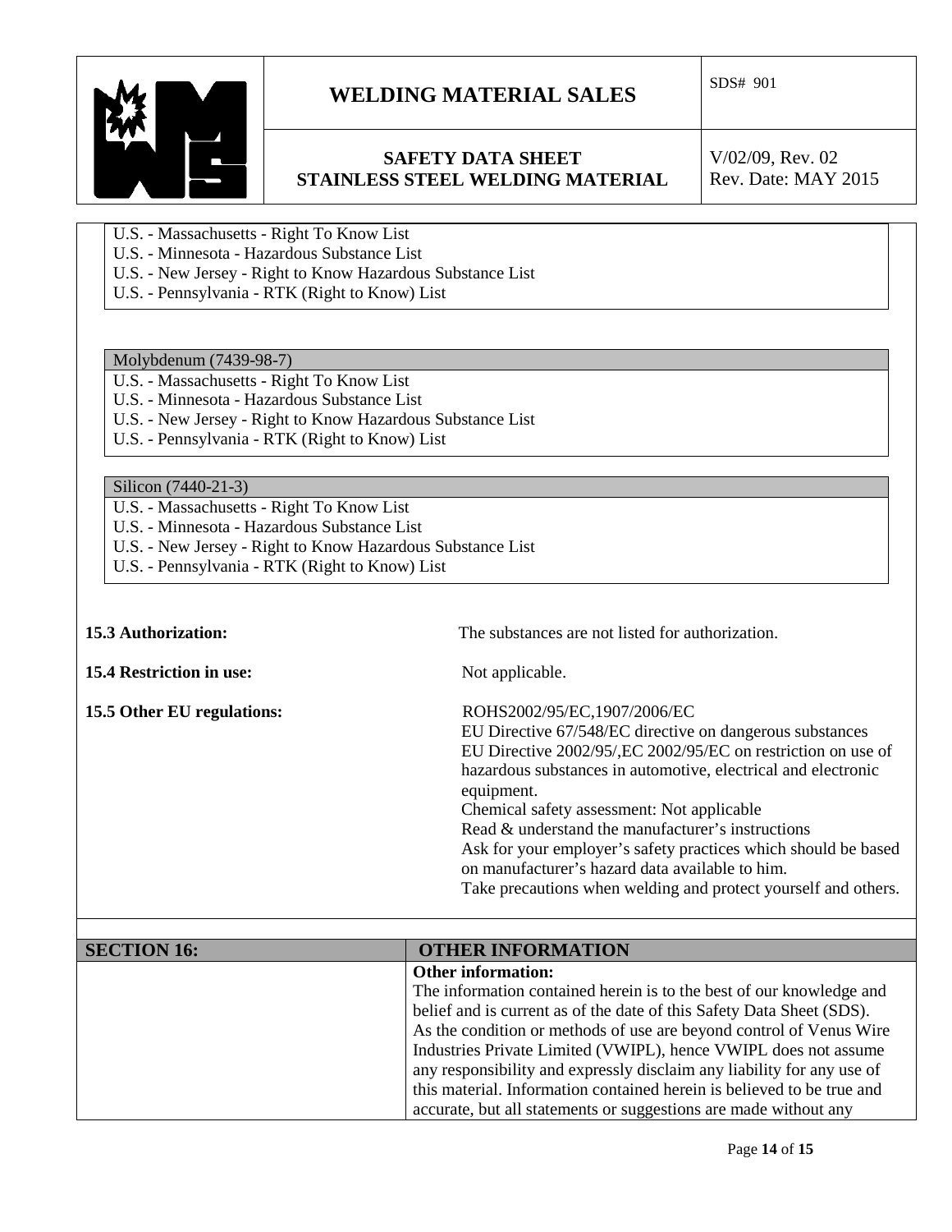U.S. - Massachusetts - Right To Know List
U.S. - Minnesota - Hazardous Substance List
U.S. - New Jersey - Right to Know Hazardous Substance List
U.S. - Pennsylvania - RTK (Right to Know) List

| Molybdenum (7439-98-7) |
|---|
| U.S. - Massachusetts - Right To Know List<br>U.S. - Minnesota - Hazardous Substance List<br>U.S. - New Jersey - Right to Know Hazardous Substance List<br>U.S. - Pennsylvania - RTK (Right to Know) List |

| Silicon (7440-21-3) |
|---|
| U.S. - Massachusetts - Right To Know List<br>U.S. - Minnesota - Hazardous Substance List<br>U.S. - New Jersey - Right to Know Hazardous Substance List<br>U.S. - Pennsylvania - RTK (Right to Know) List |

**15.3 Authorization:** The substances are not listed for authorization.

**15.4 Restriction in use:** Not applicable.

**15.5 Other EU regulations:** ROHS2002/95/EC,1907/2006/EC
EU Directive 67/548/EC directive on dangerous substances
EU Directive 2002/95/,EC 2002/95/EC on restriction on use of hazardous substances in automotive, electrical and electronic equipment.
Chemical safety assessment: Not applicable
Read & understand the manufacturer's instructions
Ask for your employer's safety practices which should be based on manufacturer's hazard data available to him.
Take precautions when welding and protect yourself and others.

| SECTION 16: | OTHER INFORMATION |
|---|---|
| | **Other information:**<br>The information contained herein is to the best of our knowledge and belief and is current as of the date of this Safety Data Sheet (SDS). As the condition or methods of use are beyond control of Venus Wire Industries Private Limited (VWIPL), hence VWIPL does not assume any responsibility and expressly disclaim any liability for any use of this material. Information contained herein is believed to be true and accurate, but all statements or suggestions are made without any |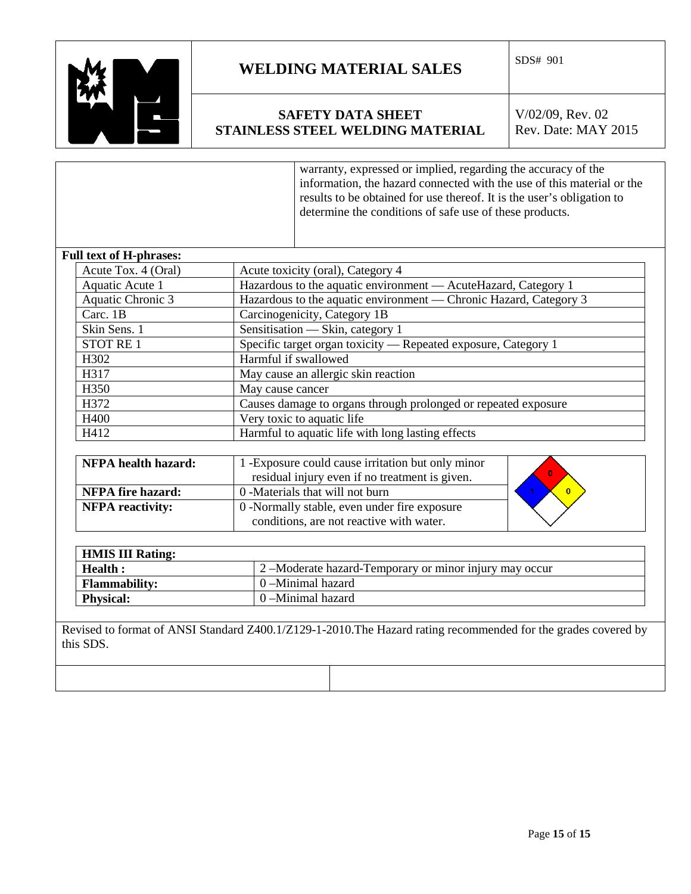warranty, expressed or implied, regarding the accuracy of the information, the hazard connected with the use of this material or the results to be obtained for use thereof. It is the user's obligation to determine the conditions of safe use of these products.

**Full text of H-phrases:**

| | |
|---|---|
| Acute Tox. 4 (Oral) | Acute toxicity (oral), Category 4 |
| Aquatic Acute 1 | Hazardous to the aquatic environment — AcuteHazard, Category 1 |
| Aquatic Chronic 3 | Hazardous to the aquatic environment — Chronic Hazard, Category 3 |
| Carc. 1B | Carcinogenicity, Category 1B |
| Skin Sens. 1 | Sensitisation — Skin, category 1 |
| STOT RE 1 | Specific target organ toxicity — Repeated exposure, Category 1 |
| H302 | Harmful if swallowed |
| H317 | May cause an allergic skin reaction |
| H350 | May cause cancer |
| H372 | Causes damage to organs through prolonged or repeated exposure |
| H400 | Very toxic to aquatic life |
| H412 | Harmful to aquatic life with long lasting effects |

| | |
|---|---|
| **NFPA health hazard:** | 1 -Exposure could cause irritation but only minor residual injury even if no treatment is given. |
| **NFPA fire hazard:** | 0 -Materials that will not burn |
| **NFPA reactivity:** | 0 -Normally stable, even under fire exposure conditions, are not reactive with water. |

0
1 0

| **HMIS III Rating:** | |
|---|---|
| **Health :** | 2 –Moderate hazard-Temporary or minor injury may occur |
| **Flammability:** | 0 –Minimal hazard |
| **Physical:** | 0 –Minimal hazard |

Revised to format of ANSI Standard Z400.1/Z129-1-2010.The Hazard rating recommended for the grades covered by this SDS.